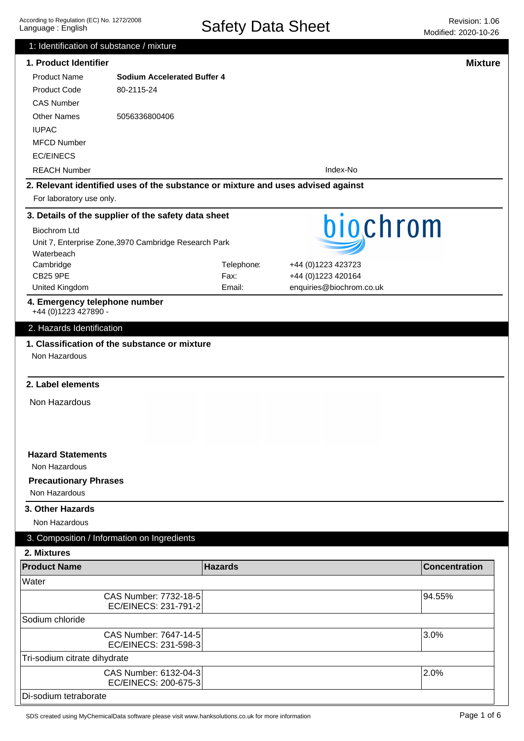According to Regulation (EC) No. 1272/2008
Language : English

# Safety Data Sheet

Revision: 1.06
Modified: 2020-10-26

## 1: Identification of substance / mixture

### 1. Product Identifier

**Mixture**

| | |
|---|---|
| Product Name | **Sodium Accelerated Buffer 4** |
| Product Code | 80-2115-24 |
| CAS Number | |
| Other Names | 5056336800406 |
| IUPAC | |
| MFCD Number | |
| EC/EINECS | |
| REACH Number | Index-No |

### 2. Relevant identified uses of the substance or mixture and uses advised against

For laboratory use only.

### 3. Details of the supplier of the safety data sheet

Biochrom Ltd
Unit 7, Enterprise Zone,3970 Cambridge Research Park
Waterbeach
Cambridge
CB25 9PE
United Kingdom

Telephone: +44 (0)1223 423723
Fax: +44 (0)1223 420164
Email: enquiries@biochrom.co.uk

### 4. Emergency telephone number

+44 (0)1223 427890 -

## 2. Hazards Identification

### 1. Classification of the substance or mixture

Non Hazardous

### 2. Label elements

Non Hazardous

**Hazard Statements**

Non Hazardous

**Precautionary Phrases**

Non Hazardous

### 3. Other Hazards

Non Hazardous

## 3. Composition / Information on Ingredients

### 2. Mixtures

| Product Name | Hazards | Concentration |
|---|---|---|
| Water | | |
| CAS Number: 7732-18-5<br>EC/EINECS: 231-791-2 | | 94.55% |
| Sodium chloride | | |
| CAS Number: 7647-14-5<br>EC/EINECS: 231-598-3 | | 3.0% |
| Tri-sodium citrate dihydrate | | |
| CAS Number: 6132-04-3<br>EC/EINECS: 200-675-3 | | 2.0% |
| Di-sodium tetraborate | | |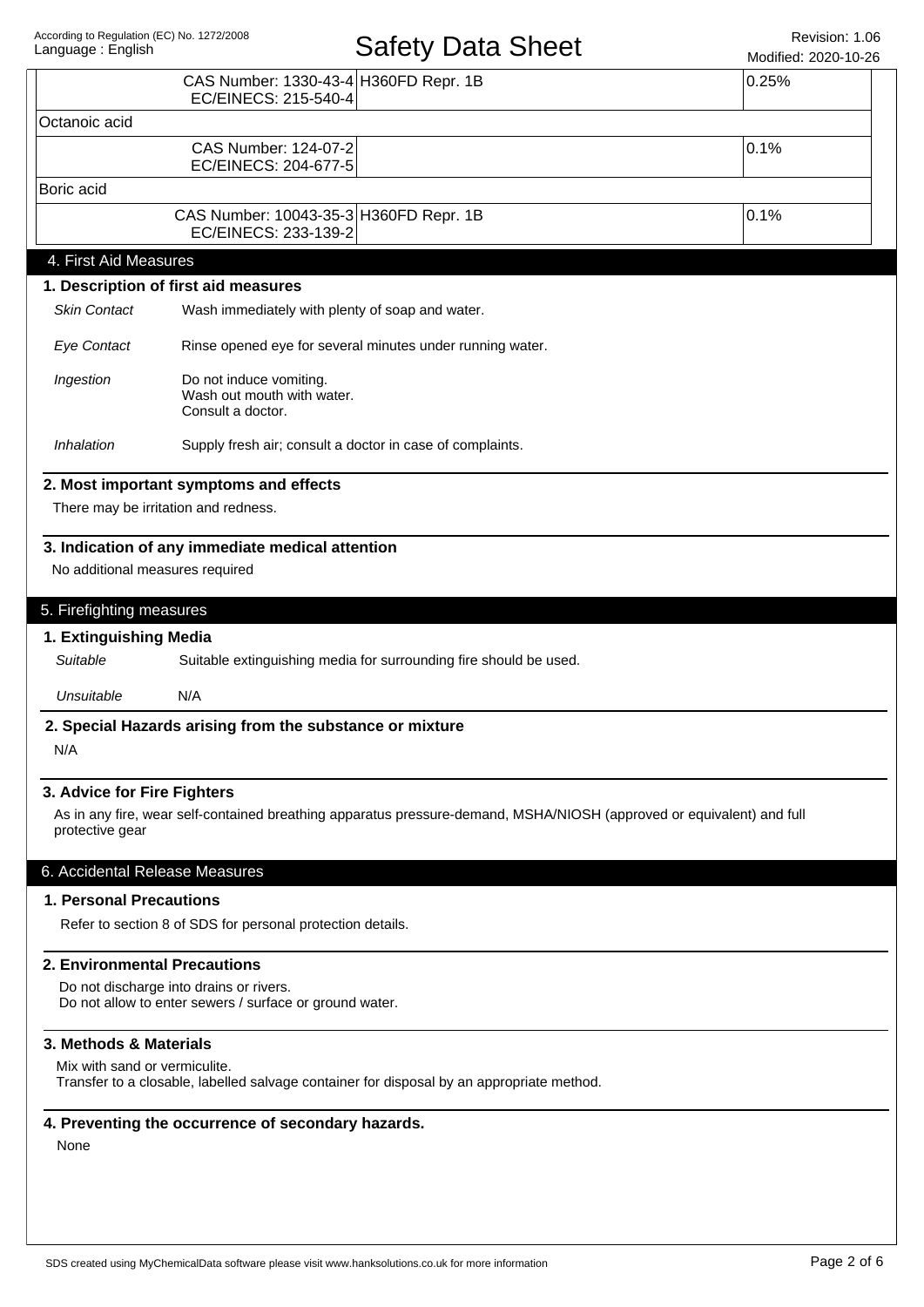| | | |
|---|---|---|
| CAS Number: 1330-43-4<br>EC/EINECS: 215-540-4 | H360FD Repr. 1B | 0.25% |
| Octanoic acid | | |
| CAS Number: 124-07-2<br>EC/EINECS: 204-677-5 | | 0.1% |
| Boric acid | | |
| CAS Number: 10043-35-3<br>EC/EINECS: 233-139-2 | H360FD Repr. 1B | 0.1% |

## 4. First Aid Measures

### 1. Description of first aid measures

*Skin Contact* Wash immediately with plenty of soap and water.

*Eye Contact* Rinse opened eye for several minutes under running water.

*Ingestion* Do not induce vomiting.
Wash out mouth with water.
Consult a doctor.

*Inhalation* Supply fresh air; consult a doctor in case of complaints.

### 2. Most important symptoms and effects

There may be irritation and redness.

### 3. Indication of any immediate medical attention

No additional measures required

## 5. Firefighting measures

### 1. Extinguishing Media

*Suitable* Suitable extinguishing media for surrounding fire should be used.

*Unsuitable* N/A

### 2. Special Hazards arising from the substance or mixture

N/A

### 3. Advice for Fire Fighters

As in any fire, wear self-contained breathing apparatus pressure-demand, MSHA/NIOSH (approved or equivalent) and full protective gear

## 6. Accidental Release Measures

### 1. Personal Precautions

Refer to section 8 of SDS for personal protection details.

### 2. Environmental Precautions

Do not discharge into drains or rivers.
Do not allow to enter sewers / surface or ground water.

### 3. Methods & Materials

Mix with sand or vermiculite.
Transfer to a closable, labelled salvage container for disposal by an appropriate method.

### 4. Preventing the occurrence of secondary hazards.

None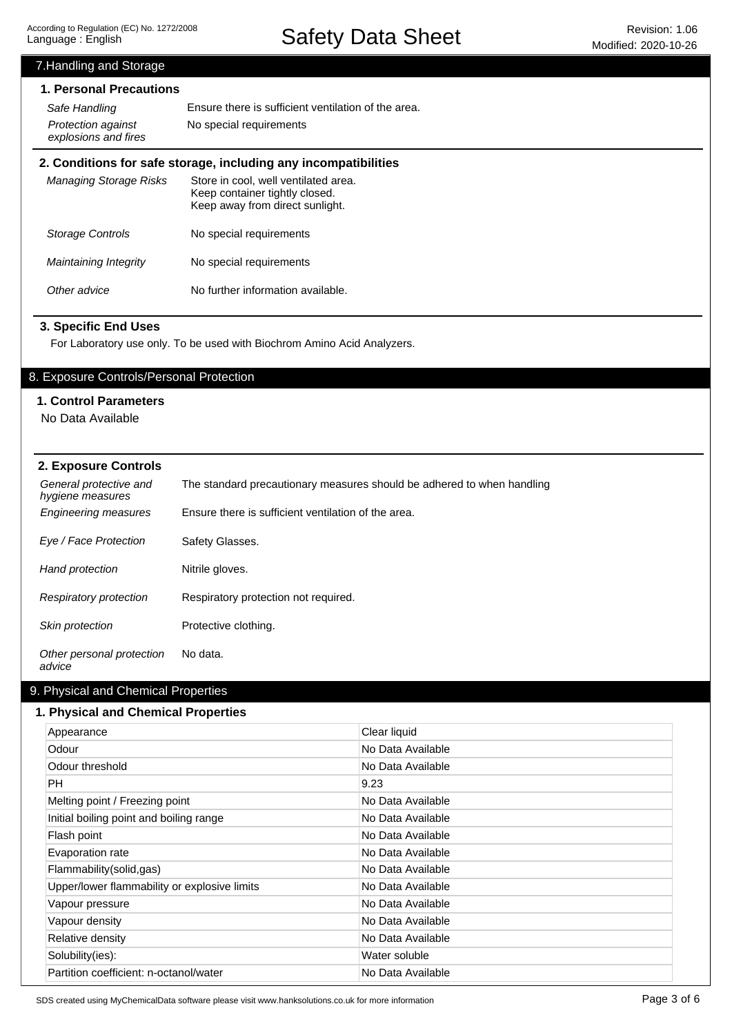## 7.Handling and Storage

### 1. Personal Precautions

| | |
|---|---|
| *Safe Handling* | Ensure there is sufficient ventilation of the area. |
| *Protection against explosions and fires* | No special requirements |

### 2. Conditions for safe storage, including any incompatibilities

| | |
|---|---|
| *Managing Storage Risks* | Store in cool, well ventilated area.<br>Keep container tightly closed.<br>Keep away from direct sunlight. |
| *Storage Controls* | No special requirements |
| *Maintaining Integrity* | No special requirements |
| *Other advice* | No further information available. |

### 3. Specific End Uses

For Laboratory use only. To be used with Biochrom Amino Acid Analyzers.

## 8. Exposure Controls/Personal Protection

### 1. Control Parameters

No Data Available

### 2. Exposure Controls

| | |
|---|---|
| *General protective and hygiene measures* | The standard precautionary measures should be adhered to when handling |
| *Engineering measures* | Ensure there is sufficient ventilation of the area. |
| *Eye / Face Protection* | Safety Glasses. |
| *Hand protection* | Nitrile gloves. |
| *Respiratory protection* | Respiratory protection not required. |
| *Skin protection* | Protective clothing. |
| *Other personal protection advice* | No data. |

## 9. Physical and Chemical Properties

### 1. Physical and Chemical Properties

| | |
|---|---|
| Appearance | Clear liquid |
| Odour | No Data Available |
| Odour threshold | No Data Available |
| PH | 9.23 |
| Melting point / Freezing point | No Data Available |
| Initial boiling point and boiling range | No Data Available |
| Flash point | No Data Available |
| Evaporation rate | No Data Available |
| Flammability(solid,gas) | No Data Available |
| Upper/lower flammability or explosive limits | No Data Available |
| Vapour pressure | No Data Available |
| Vapour density | No Data Available |
| Relative density | No Data Available |
| Solubility(ies): | Water soluble |
| Partition coefficient: n-octanol/water | No Data Available |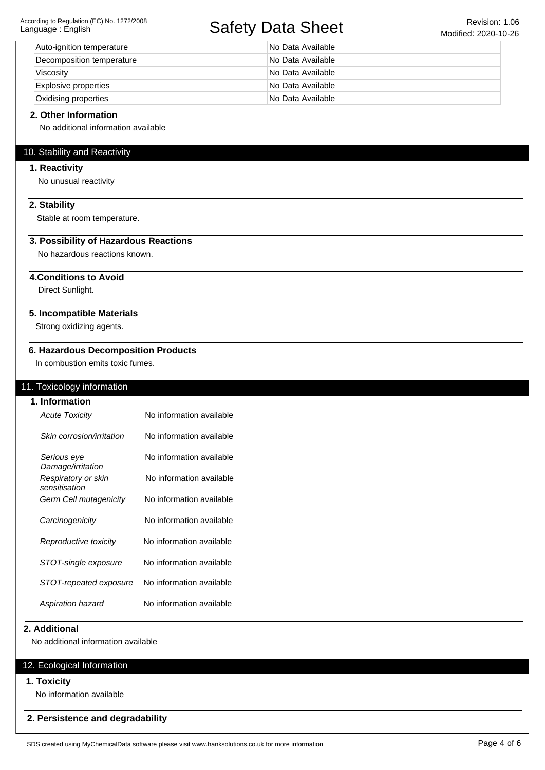| | |
|---|---|
| Auto-ignition temperature | No Data Available |
| Decomposition temperature | No Data Available |
| Viscosity | No Data Available |
| Explosive properties | No Data Available |
| Oxidising properties | No Data Available |

### 2. Other Information

No additional information available

## 10. Stability and Reactivity

### 1. Reactivity

No unusual reactivity

### 2. Stability

Stable at room temperature.

### 3. Possibility of Hazardous Reactions

No hazardous reactions known.

### 4.Conditions to Avoid

Direct Sunlight.

### 5. Incompatible Materials

Strong oxidizing agents.

### 6. Hazardous Decomposition Products

In combustion emits toxic fumes.

## 11. Toxicology information

### 1. Information

| | |
|---|---|
| *Acute Toxicity* | No information available |
| *Skin corrosion/irritation* | No information available |
| *Serious eye Damage/irritation* | No information available |
| *Respiratory or skin sensitisation* | No information available |
| *Germ Cell mutagenicity* | No information available |
| *Carcinogenicity* | No information available |
| *Reproductive toxicity* | No information available |
| *STOT-single exposure* | No information available |
| *STOT-repeated exposure* | No information available |
| *Aspiration hazard* | No information available |

### 2. Additional

No additional information available

## 12. Ecological Information

### 1. Toxicity

No information available

### 2. Persistence and degradability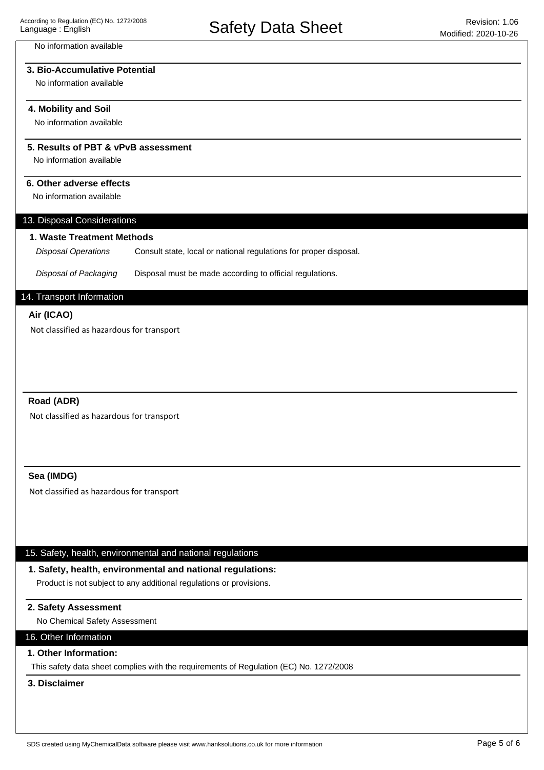No information available

### 3. Bio-Accumulative Potential

No information available

### 4. Mobility and Soil

No information available

### 5. Results of PBT & vPvB assessment

No information available

### 6. Other adverse effects

No information available

## 13. Disposal Considerations

### 1. Waste Treatment Methods

*Disposal Operations* Consult state, local or national regulations for proper disposal.

*Disposal of Packaging* Disposal must be made according to official regulations.

## 14. Transport Information

### Air (ICAO)

Not classified as hazardous for transport

### Road (ADR)

Not classified as hazardous for transport

### Sea (IMDG)

Not classified as hazardous for transport

## 15. Safety, health, environmental and national regulations

### 1. Safety, health, environmental and national regulations:

Product is not subject to any additional regulations or provisions.

### 2. Safety Assessment

No Chemical Safety Assessment

## 16. Other Information

### 1. Other Information:

This safety data sheet complies with the requirements of Regulation (EC) No. 1272/2008

### 3. Disclaimer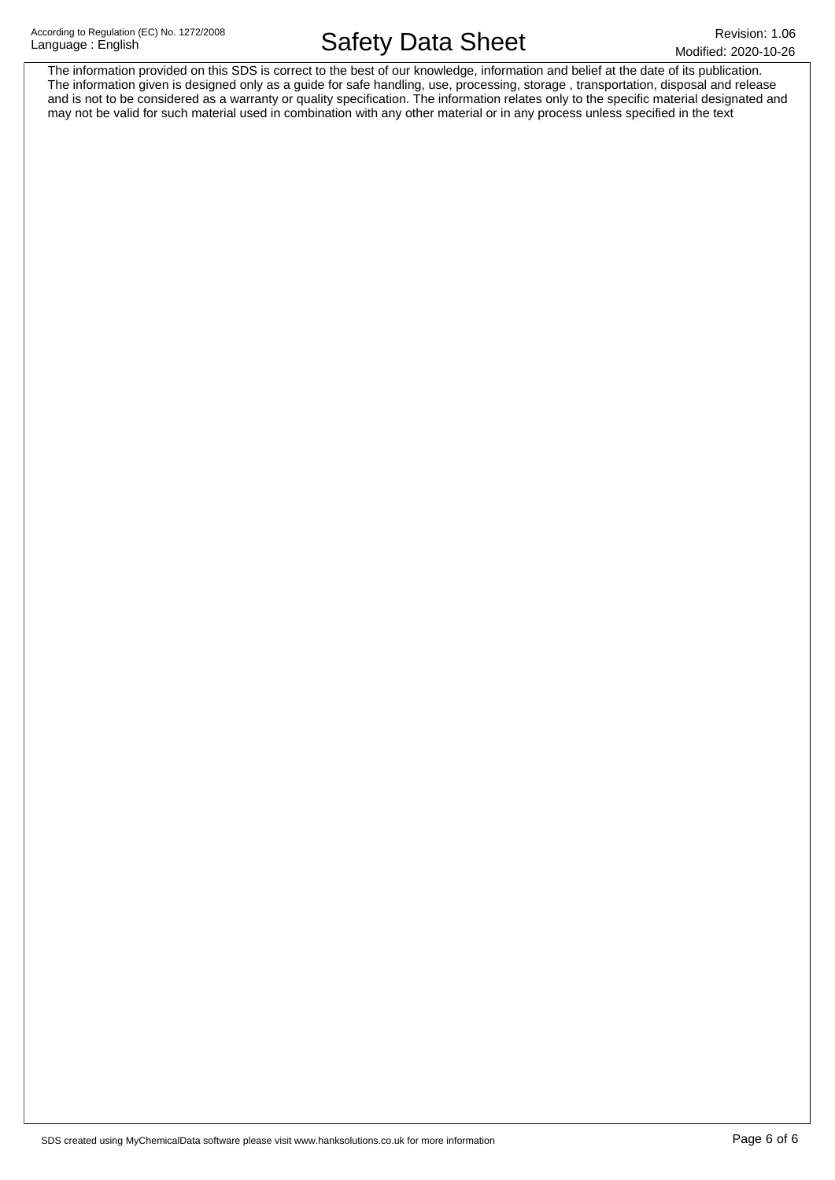The information provided on this SDS is correct to the best of our knowledge, information and belief at the date of its publication. The information given is designed only as a guide for safe handling, use, processing, storage , transportation, disposal and release and is not to be considered as a warranty or quality specification. The information relates only to the specific material designated and may not be valid for such material used in combination with any other material or in any process unless specified in the text